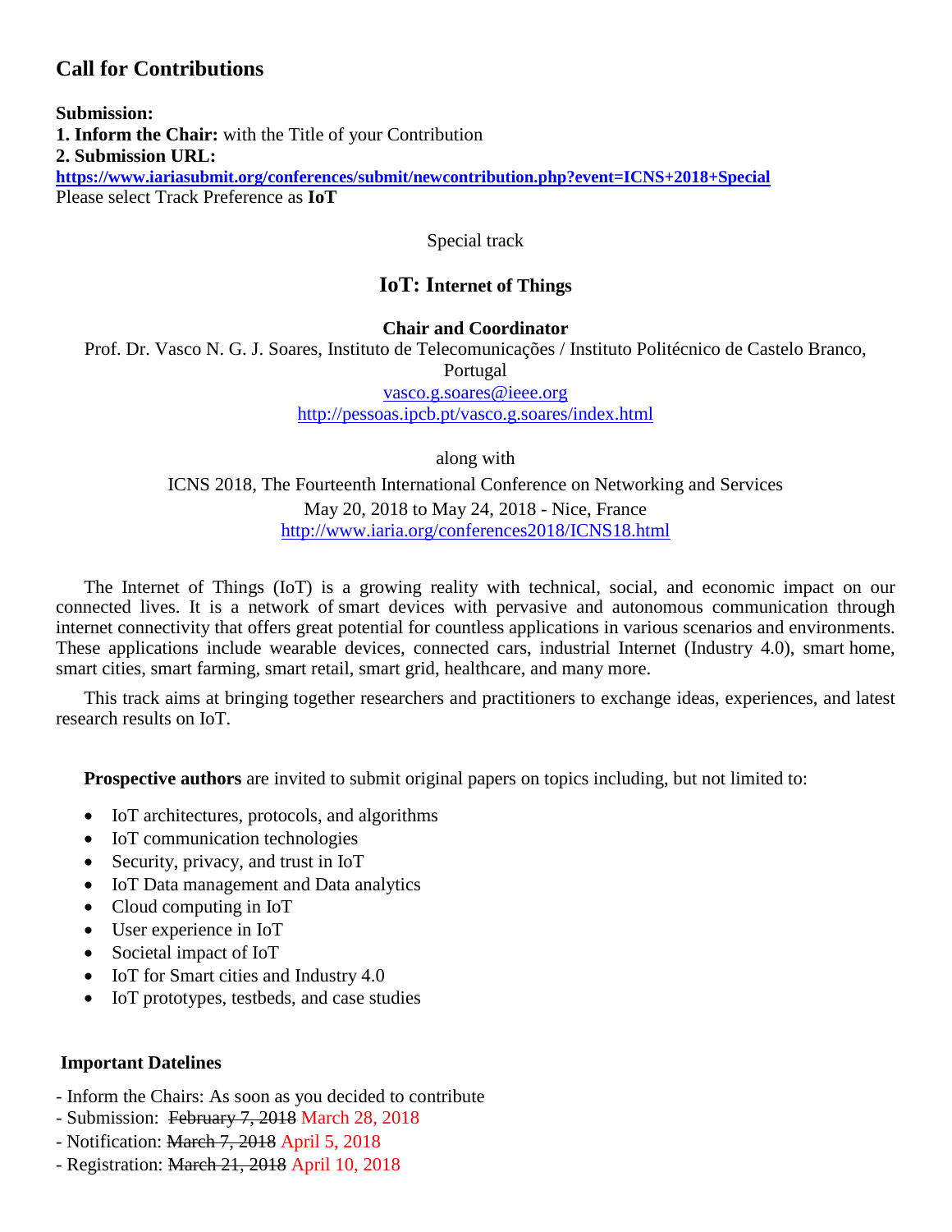## Call for Contributions

**Submission:**
**1. Inform the Chair:** with the Title of your Contribution
**2. Submission URL:**
**https://www.iariasubmit.org/conferences/submit/newcontribution.php?event=ICNS+2018+Special**
Please select Track Preference as **IoT**

Special track

### IoT: Internet of Things

**Chair and Coordinator**

Prof. Dr. Vasco N. G. J. Soares, Instituto de Telecomunicações / Instituto Politécnico de Castelo Branco, Portugal
vasco.g.soares@ieee.org
http://pessoas.ipcb.pt/vasco.g.soares/index.html

along with

ICNS 2018, The Fourteenth International Conference on Networking and Services
May 20, 2018 to May 24, 2018 - Nice, France
http://www.iaria.org/conferences2018/ICNS18.html

The Internet of Things (IoT) is a growing reality with technical, social, and economic impact on our connected lives. It is a network of smart devices with pervasive and autonomous communication through internet connectivity that offers great potential for countless applications in various scenarios and environments. These applications include wearable devices, connected cars, industrial Internet (Industry 4.0), smart home, smart cities, smart farming, smart retail, smart grid, healthcare, and many more.

This track aims at bringing together researchers and practitioners to exchange ideas, experiences, and latest research results on IoT.

**Prospective authors** are invited to submit original papers on topics including, but not limited to:

- IoT architectures, protocols, and algorithms
- IoT communication technologies
- Security, privacy, and trust in IoT
- IoT Data management and Data analytics
- Cloud computing in IoT
- User experience in IoT
- Societal impact of IoT
- IoT for Smart cities and Industry 4.0
- IoT prototypes, testbeds, and case studies

**Important Datelines**

- Inform the Chairs: As soon as you decided to contribute
- Submission: ~~February 7, 2018~~ March 28, 2018
- Notification: ~~March 7, 2018~~ April 5, 2018
- Registration: ~~March 21, 2018~~ April 10, 2018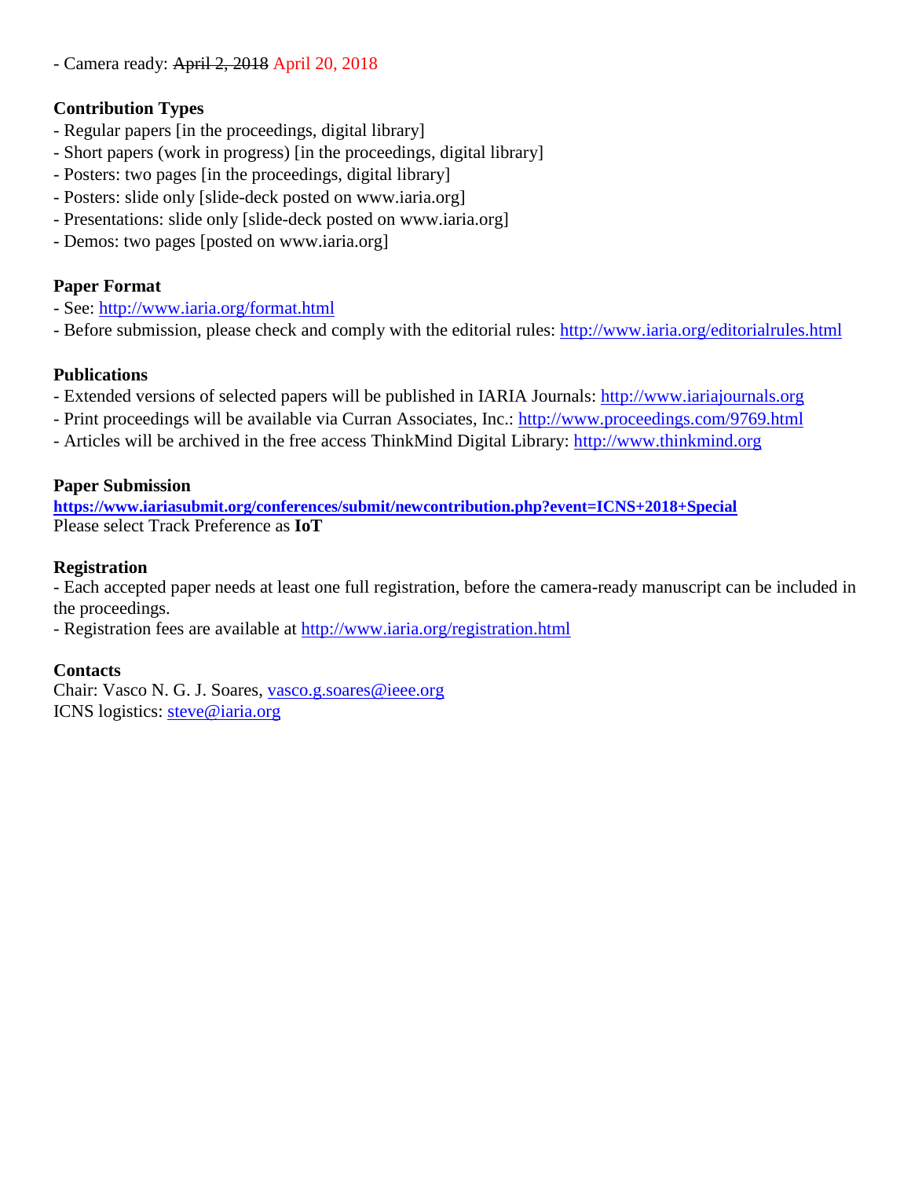- Camera ready: ~~April 2, 2018~~ April 20, 2018

**Contribution Types**

- Regular papers [in the proceedings, digital library]
- Short papers (work in progress) [in the proceedings, digital library]
- Posters: two pages [in the proceedings, digital library]
- Posters: slide only [slide-deck posted on www.iaria.org]
- Presentations: slide only [slide-deck posted on www.iaria.org]
- Demos: two pages [posted on www.iaria.org]

**Paper Format**

- See: http://www.iaria.org/format.html
- Before submission, please check and comply with the editorial rules: http://www.iaria.org/editorialrules.html

**Publications**

- Extended versions of selected papers will be published in IARIA Journals: http://www.iariajournals.org
- Print proceedings will be available via Curran Associates, Inc.: http://www.proceedings.com/9769.html
- Articles will be archived in the free access ThinkMind Digital Library: http://www.thinkmind.org

**Paper Submission**

**https://www.iariasubmit.org/conferences/submit/newcontribution.php?event=ICNS+2018+Special**
Please select Track Preference as **IoT**

**Registration**

- Each accepted paper needs at least one full registration, before the camera-ready manuscript can be included in the proceedings.
- Registration fees are available at http://www.iaria.org/registration.html

**Contacts**

Chair: Vasco N. G. J. Soares, vasco.g.soares@ieee.org
ICNS logistics: steve@iaria.org